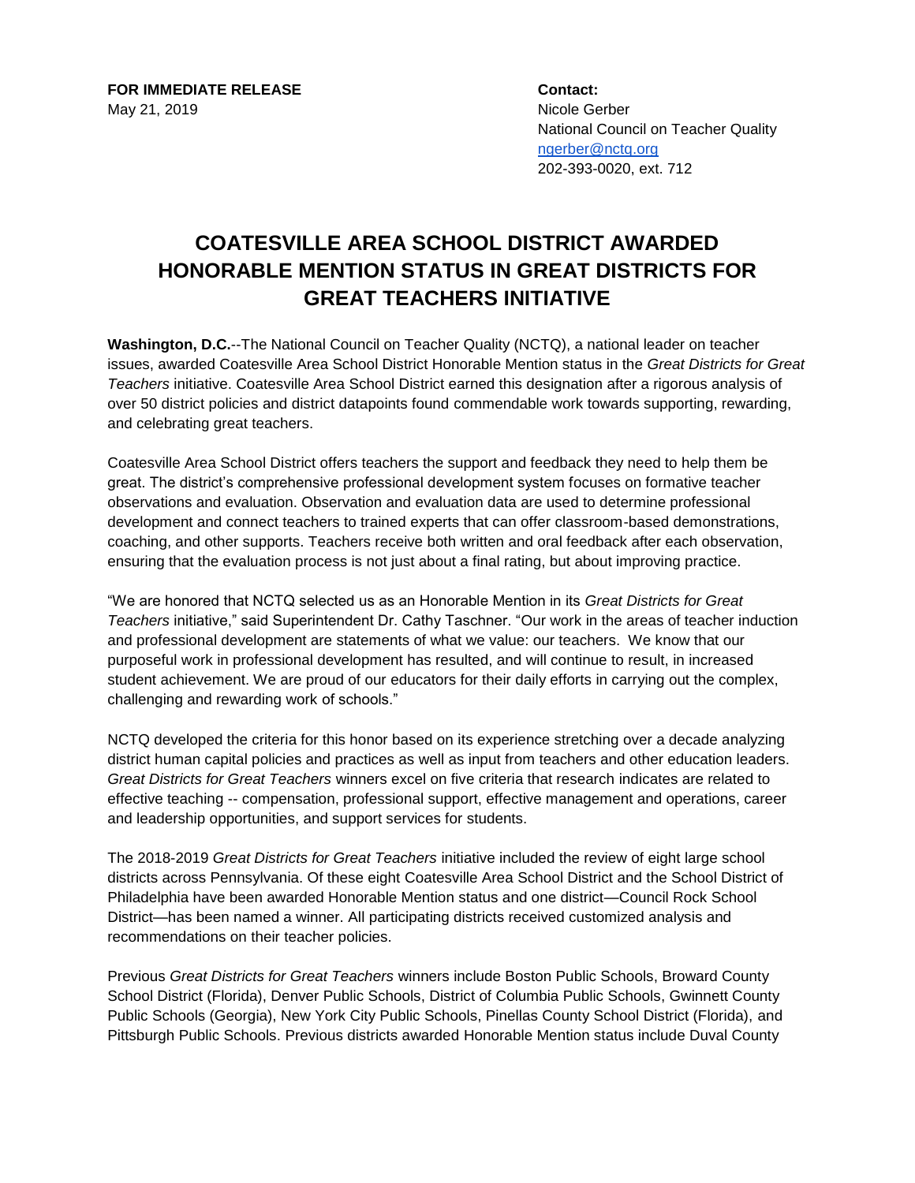**FOR IMMEDIATE RELEASE**
May 21, 2019

**Contact:**
Nicole Gerber
National Council on Teacher Quality
ngerber@nctq.org
202-393-0020, ext. 712

# COATESVILLE AREA SCHOOL DISTRICT AWARDED HONORABLE MENTION STATUS IN GREAT DISTRICTS FOR GREAT TEACHERS INITIATIVE

**Washington, D.C.**--The National Council on Teacher Quality (NCTQ), a national leader on teacher issues, awarded Coatesville Area School District Honorable Mention status in the *Great Districts for Great Teachers* initiative. Coatesville Area School District earned this designation after a rigorous analysis of over 50 district policies and district datapoints found commendable work towards supporting, rewarding, and celebrating great teachers.

Coatesville Area School District offers teachers the support and feedback they need to help them be great. The district's comprehensive professional development system focuses on formative teacher observations and evaluation. Observation and evaluation data are used to determine professional development and connect teachers to trained experts that can offer classroom-based demonstrations, coaching, and other supports. Teachers receive both written and oral feedback after each observation, ensuring that the evaluation process is not just about a final rating, but about improving practice.

"We are honored that NCTQ selected us as an Honorable Mention in its *Great Districts for Great Teachers* initiative," said Superintendent Dr. Cathy Taschner. "Our work in the areas of teacher induction and professional development are statements of what we value: our teachers. We know that our purposeful work in professional development has resulted, and will continue to result, in increased student achievement. We are proud of our educators for their daily efforts in carrying out the complex, challenging and rewarding work of schools."

NCTQ developed the criteria for this honor based on its experience stretching over a decade analyzing district human capital policies and practices as well as input from teachers and other education leaders. *Great Districts for Great Teachers* winners excel on five criteria that research indicates are related to effective teaching -- compensation, professional support, effective management and operations, career and leadership opportunities, and support services for students.

The 2018-2019 *Great Districts for Great Teachers* initiative included the review of eight large school districts across Pennsylvania. Of these eight Coatesville Area School District and the School District of Philadelphia have been awarded Honorable Mention status and one district—Council Rock School District—has been named a winner. All participating districts received customized analysis and recommendations on their teacher policies.

Previous *Great Districts for Great Teachers* winners include Boston Public Schools, Broward County School District (Florida), Denver Public Schools, District of Columbia Public Schools, Gwinnett County Public Schools (Georgia), New York City Public Schools, Pinellas County School District (Florida), and Pittsburgh Public Schools. Previous districts awarded Honorable Mention status include Duval County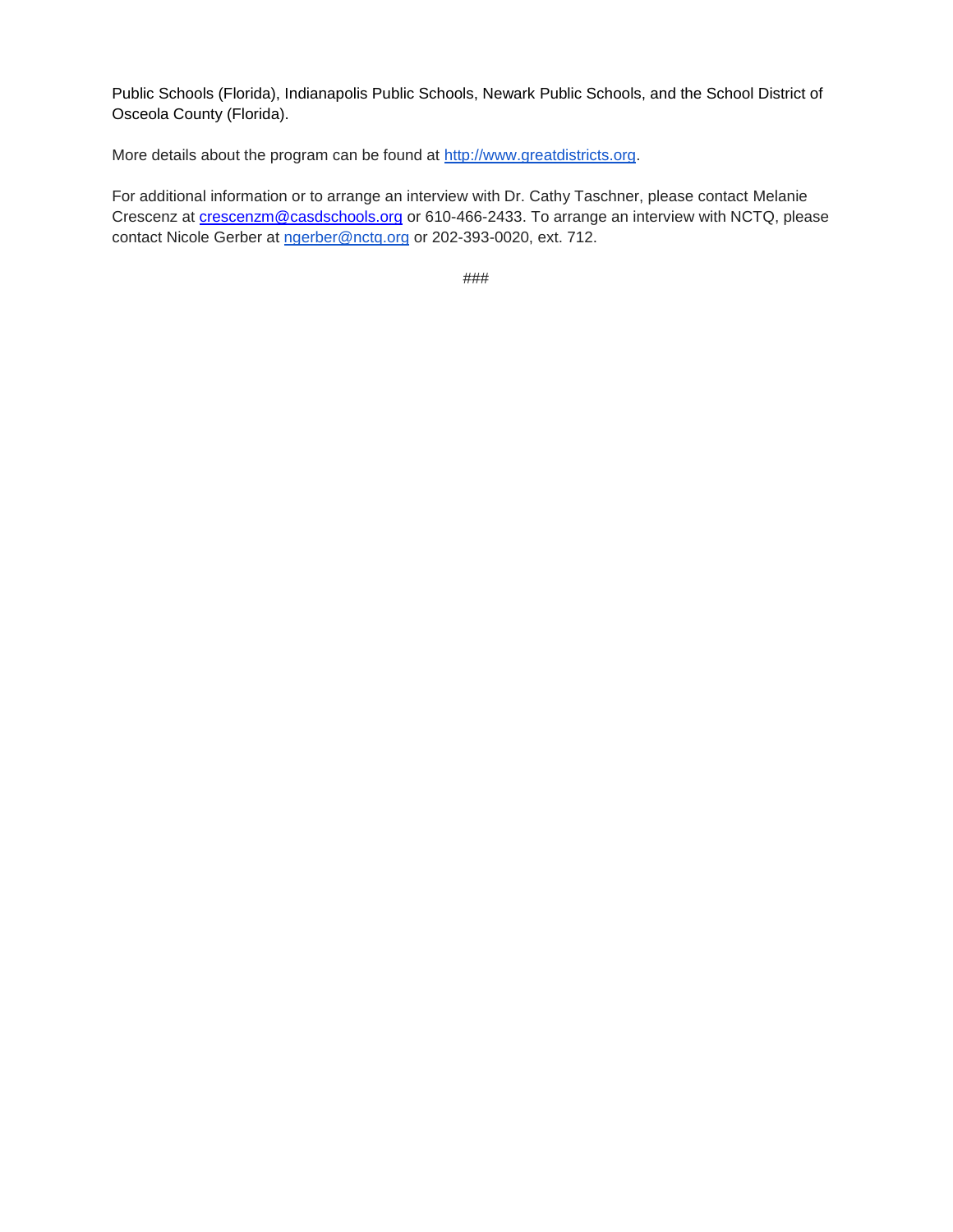Public Schools (Florida), Indianapolis Public Schools, Newark Public Schools, and the School District of Osceola County (Florida).

More details about the program can be found at http://www.greatdistricts.org.

For additional information or to arrange an interview with Dr. Cathy Taschner, please contact Melanie Crescenz at crescenzm@casdschools.org or 610-466-2433. To arrange an interview with NCTQ, please contact Nicole Gerber at ngerber@nctq.org or 202-393-0020, ext. 712.

###